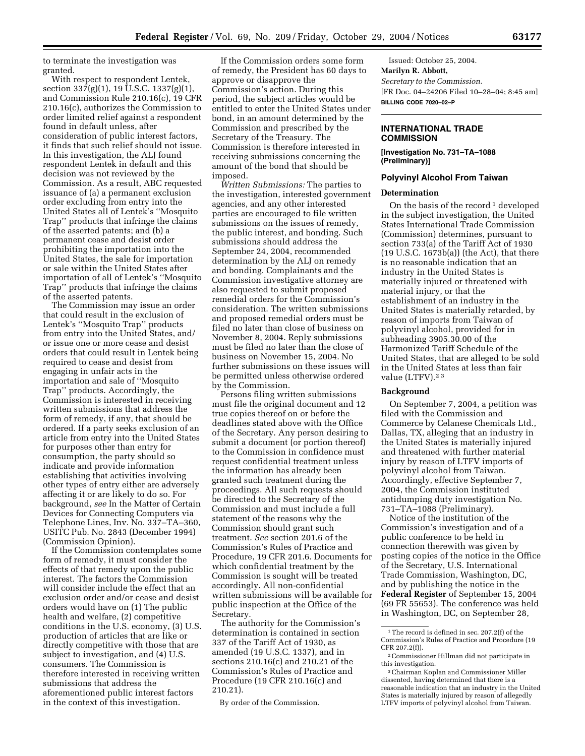to terminate the investigation was granted.

With respect to respondent Lentek, section 337(g)(1), 19 U.S.C. 1337(g)(1), and Commission Rule 210.16(c), 19 CFR 210.16(c), authorizes the Commission to order limited relief against a respondent found in default unless, after consideration of public interest factors, it finds that such relief should not issue. In this investigation, the ALJ found respondent Lentek in default and this decision was not reviewed by the Commission. As a result, ABC requested issuance of (a) a permanent exclusion order excluding from entry into the United States all of Lentek's ''Mosquito Trap'' products that infringe the claims of the asserted patents; and (b) a permanent cease and desist order prohibiting the importation into the United States, the sale for importation or sale within the United States after importation of all of Lentek's ''Mosquito Trap'' products that infringe the claims of the asserted patents.

The Commission may issue an order that could result in the exclusion of Lentek's ''Mosquito Trap'' products from entry into the United States, and/or issue one or more cease and desist orders that could result in Lentek being required to cease and desist from engaging in unfair acts in the importation and sale of ''Mosquito Trap'' products. Accordingly, the Commission is interested in receiving written submissions that address the form of remedy, if any, that should be ordered. If a party seeks exclusion of an article from entry into the United States for purposes other than entry for consumption, the party should so indicate and provide information establishing that activities involving other types of entry either are adversely affecting it or are likely to do so. For background, *see* In the Matter of Certain Devices for Connecting Computers via Telephone Lines, Inv. No. 337–TA–360, USITC Pub. No. 2843 (December 1994) (Commission Opinion).

If the Commission contemplates some form of remedy, it must consider the effects of that remedy upon the public interest. The factors the Commission will consider include the effect that an exclusion order and/or cease and desist orders would have on (1) The public health and welfare, (2) competitive conditions in the U.S. economy, (3) U.S. production of articles that are like or directly competitive with those that are subject to investigation, and (4) U.S. consumers. The Commission is therefore interested in receiving written submissions that address the aforementioned public interest factors in the context of this investigation.

If the Commission orders some form of remedy, the President has 60 days to approve or disapprove the Commission's action. During this period, the subject articles would be entitled to enter the United States under bond, in an amount determined by the Commission and prescribed by the Secretary of the Treasury. The Commission is therefore interested in receiving submissions concerning the amount of the bond that should be imposed.

*Written Submissions:* The parties to the investigation, interested government agencies, and any other interested parties are encouraged to file written submissions on the issues of remedy, the public interest, and bonding. Such submissions should address the September 24, 2004, recommended determination by the ALJ on remedy and bonding. Complainants and the Commission investigative attorney are also requested to submit proposed remedial orders for the Commission's consideration. The written submissions and proposed remedial orders must be filed no later than close of business on November 8, 2004. Reply submissions must be filed no later than the close of business on November 15, 2004. No further submissions on these issues will be permitted unless otherwise ordered by the Commission.

Persons filing written submissions must file the original document and 12 true copies thereof on or before the deadlines stated above with the Office of the Secretary. Any person desiring to submit a document (or portion thereof) to the Commission in confidence must request confidential treatment unless the information has already been granted such treatment during the proceedings. All such requests should be directed to the Secretary of the Commission and must include a full statement of the reasons why the Commission should grant such treatment. *See* section 201.6 of the Commission's Rules of Practice and Procedure, 19 CFR 201.6. Documents for which confidential treatment by the Commission is sought will be treated accordingly. All non-confidential written submissions will be available for public inspection at the Office of the Secretary.

The authority for the Commission's determination is contained in section 337 of the Tariff Act of 1930, as amended (19 U.S.C. 1337), and in sections 210.16(c) and 210.21 of the Commission's Rules of Practice and Procedure (19 CFR 210.16(c) and 210.21).

By order of the Commission.

Issued: October 25, 2004.

**Marilyn R. Abbott,**

*Secretary to the Commission.*

[FR Doc. 04–24206 Filed 10–28–04; 8:45 am]

**BILLING CODE 7020–02–P**

## INTERNATIONAL TRADE COMMISSION

**[Investigation No. 731–TA–1088 (Preliminary)]**

### Polyvinyl Alcohol From Taiwan

#### Determination

On the basis of the record [1] developed in the subject investigation, the United States International Trade Commission (Commission) determines, pursuant to section 733(a) of the Tariff Act of 1930 (19 U.S.C. 1673b(a)) (the Act), that there is no reasonable indication that an industry in the United States is materially injured or threatened with material injury, or that the establishment of an industry in the United States is materially retarded, by reason of imports from Taiwan of polyvinyl alcohol, provided for in subheading 3905.30.00 of the Harmonized Tariff Schedule of the United States, that are alleged to be sold in the United States at less than fair value (LTFV).[2] [3]

#### Background

On September 7, 2004, a petition was filed with the Commission and Commerce by Celanese Chemicals Ltd., Dallas, TX, alleging that an industry in the United States is materially injured and threatened with further material injury by reason of LTFV imports of polyvinyl alcohol from Taiwan. Accordingly, effective September 7, 2004, the Commission instituted antidumping duty investigation No. 731–TA–1088 (Preliminary).

Notice of the institution of the Commission's investigation and of a public conference to be held in connection therewith was given by posting copies of the notice in the Office of the Secretary, U.S. International Trade Commission, Washington, DC, and by publishing the notice in the **Federal Register** of September 15, 2004 (69 FR 55653). The conference was held in Washington, DC, on September 28,

[1] The record is defined in sec. 207.2(f) of the Commission's Rules of Practice and Procedure (19 CFR 207.2(f)).

[2] Commissioner Hillman did not participate in this investigation.

[3] Chairman Koplan and Commissioner Miller dissented, having determined that there is a reasonable indication that an industry in the United States is materially injured by reason of allegedly LTFV imports of polyvinyl alcohol from Taiwan.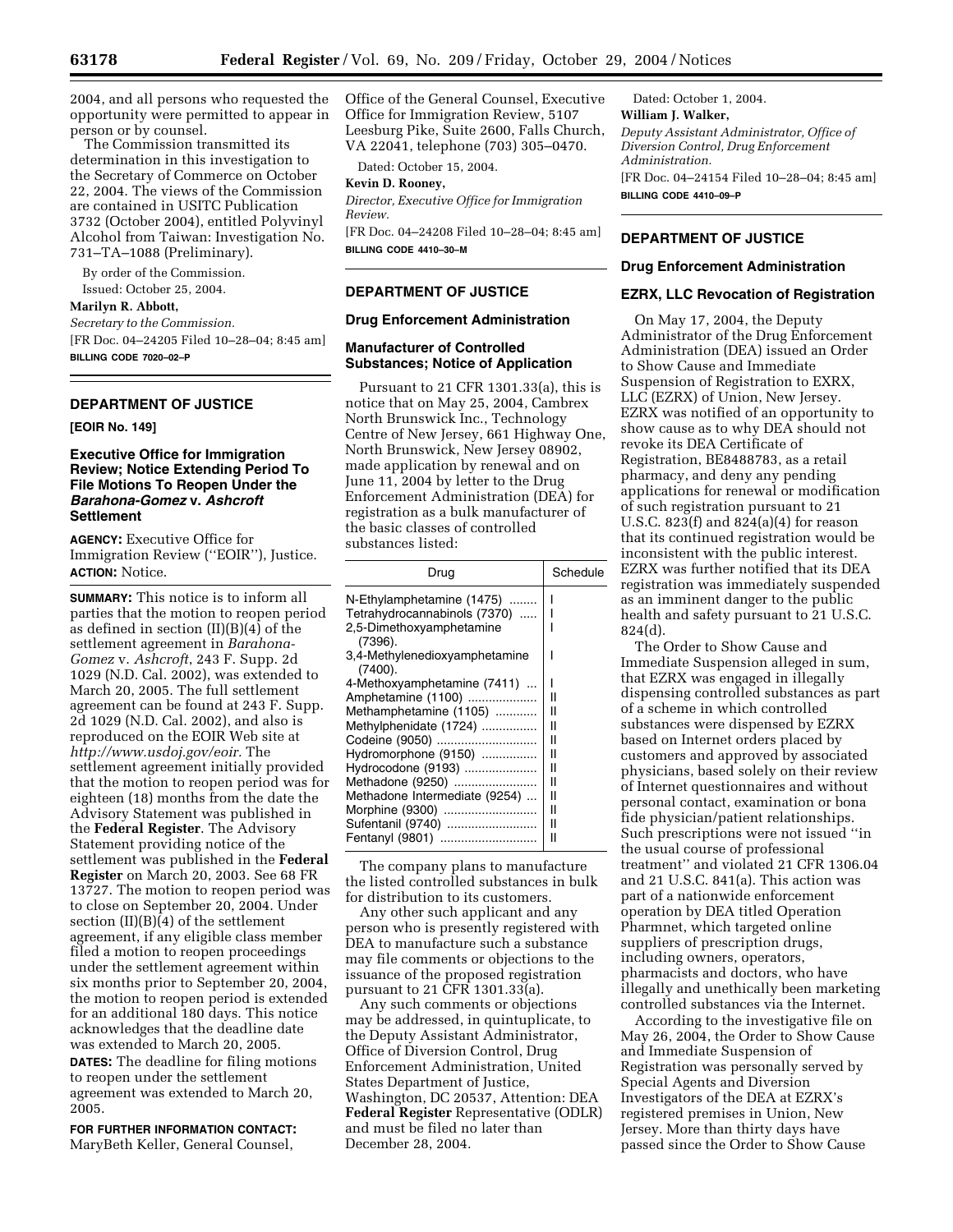2004, and all persons who requested the opportunity were permitted to appear in person or by counsel.

The Commission transmitted its determination in this investigation to the Secretary of Commerce on October 22, 2004. The views of the Commission are contained in USITC Publication 3732 (October 2004), entitled Polyvinyl Alcohol from Taiwan: Investigation No. 731–TA–1088 (Preliminary).

By order of the Commission.

Issued: October 25, 2004.

**Marilyn R. Abbott,**

*Secretary to the Commission.*

[FR Doc. 04–24205 Filed 10–28–04; 8:45 am]

**BILLING CODE 7020–02–P**

## DEPARTMENT OF JUSTICE

**[EOIR No. 149]**

### Executive Office for Immigration Review; Notice Extending Period To File Motions To Reopen Under the *Barahona-Gomez* v. *Ashcroft* Settlement

**AGENCY:** Executive Office for Immigration Review (''EOIR''), Justice.

**ACTION:** Notice.

**SUMMARY:** This notice is to inform all parties that the motion to reopen period as defined in section (II)(B)(4) of the settlement agreement in *Barahona-Gomez* v. *Ashcroft*, 243 F. Supp. 2d 1029 (N.D. Cal. 2002), was extended to March 20, 2005. The full settlement agreement can be found at 243 F. Supp. 2d 1029 (N.D. Cal. 2002), and also is reproduced on the EOIR Web site at *http://www.usdoj.gov/eoir*. The settlement agreement initially provided that the motion to reopen period was for eighteen (18) months from the date the Advisory Statement was published in the **Federal Register**. The Advisory Statement providing notice of the settlement was published in the **Federal Register** on March 20, 2003. See 68 FR 13727. The motion to reopen period was to close on September 20, 2004. Under section (II)(B)(4) of the settlement agreement, if any eligible class member filed a motion to reopen proceedings under the settlement agreement within six months prior to September 20, 2004, the motion to reopen period is extended for an additional 180 days. This notice acknowledges that the deadline date was extended to March 20, 2005.

**DATES:** The deadline for filing motions to reopen under the settlement agreement was extended to March 20, 2005.

**FOR FURTHER INFORMATION CONTACT:** MaryBeth Keller, General Counsel, Office of the General Counsel, Executive Office for Immigration Review, 5107 Leesburg Pike, Suite 2600, Falls Church, VA 22041, telephone (703) 305–0470.

Dated: October 15, 2004.

**Kevin D. Rooney,**

*Director, Executive Office for Immigration Review.*

[FR Doc. 04–24208 Filed 10–28–04; 8:45 am]

**BILLING CODE 4410–30–M**

## DEPARTMENT OF JUSTICE

### Drug Enforcement Administration

### Manufacturer of Controlled Substances; Notice of Application

Pursuant to 21 CFR 1301.33(a), this is notice that on May 25, 2004, Cambrex North Brunswick Inc., Technology Centre of New Jersey, 661 Highway One, North Brunswick, New Jersey 08902, made application by renewal and on June 11, 2004 by letter to the Drug Enforcement Administration (DEA) for registration as a bulk manufacturer of the basic classes of controlled substances listed:

| Drug | Schedule |
|---|---|
| N-Ethylamphetamine (1475) | I |
| Tetrahydrocannabinols (7370) | I |
| 2,5-Dimethoxyamphetamine (7396). | I |
| 3,4-Methylenedioxyamphetamine (7400). | I |
| 4-Methoxyamphetamine (7411) | I |
| Amphetamine (1100) | II |
| Methamphetamine (1105) | II |
| Methylphenidate (1724) | II |
| Codeine (9050) | II |
| Hydromorphone (9150) | II |
| Hydrocodone (9193) | II |
| Methadone (9250) | II |
| Methadone Intermediate (9254) | II |
| Morphine (9300) | II |
| Sufentanil (9740) | II |
| Fentanyl (9801) | II |

The company plans to manufacture the listed controlled substances in bulk for distribution to its customers.

Any other such applicant and any person who is presently registered with DEA to manufacture such a substance may file comments or objections to the issuance of the proposed registration pursuant to 21 CFR 1301.33(a).

Any such comments or objections may be addressed, in quintuplicate, to the Deputy Assistant Administrator, Office of Diversion Control, Drug Enforcement Administration, United States Department of Justice, Washington, DC 20537, Attention: DEA **Federal Register** Representative (ODLR) and must be filed no later than December 28, 2004.

Dated: October 1, 2004.

**William J. Walker,**

*Deputy Assistant Administrator, Office of Diversion Control, Drug Enforcement Administration.*

[FR Doc. 04–24154 Filed 10–28–04; 8:45 am]

**BILLING CODE 4410–09–P**

## DEPARTMENT OF JUSTICE

### Drug Enforcement Administration

### EZRX, LLC Revocation of Registration

On May 17, 2004, the Deputy Administrator of the Drug Enforcement Administration (DEA) issued an Order to Show Cause and Immediate Suspension of Registration to EXRX, LLC (EZRX) of Union, New Jersey. EZRX was notified of an opportunity to show cause as to why DEA should not revoke its DEA Certificate of Registration, BE8488783, as a retail pharmacy, and deny any pending applications for renewal or modification of such registration pursuant to 21 U.S.C. 823(f) and 824(a)(4) for reason that its continued registration would be inconsistent with the public interest. EZRX was further notified that its DEA registration was immediately suspended as an imminent danger to the public health and safety pursuant to 21 U.S.C. 824(d).

The Order to Show Cause and Immediate Suspension alleged in sum, that EZRX was engaged in illegally dispensing controlled substances as part of a scheme in which controlled substances were dispensed by EZRX based on Internet orders placed by customers and approved by associated physicians, based solely on their review of Internet questionnaires and without personal contact, examination or bona fide physician/patient relationships. Such prescriptions were not issued ''in the usual course of professional treatment'' and violated 21 CFR 1306.04 and 21 U.S.C. 841(a). This action was part of a nationwide enforcement operation by DEA titled Operation Pharmnet, which targeted online suppliers of prescription drugs, including owners, operators, pharmacists and doctors, who have illegally and unethically been marketing controlled substances via the Internet.

According to the investigative file on May 26, 2004, the Order to Show Cause and Immediate Suspension of Registration was personally served by Special Agents and Diversion Investigators of the DEA at EZRX's registered premises in Union, New Jersey. More than thirty days have passed since the Order to Show Cause